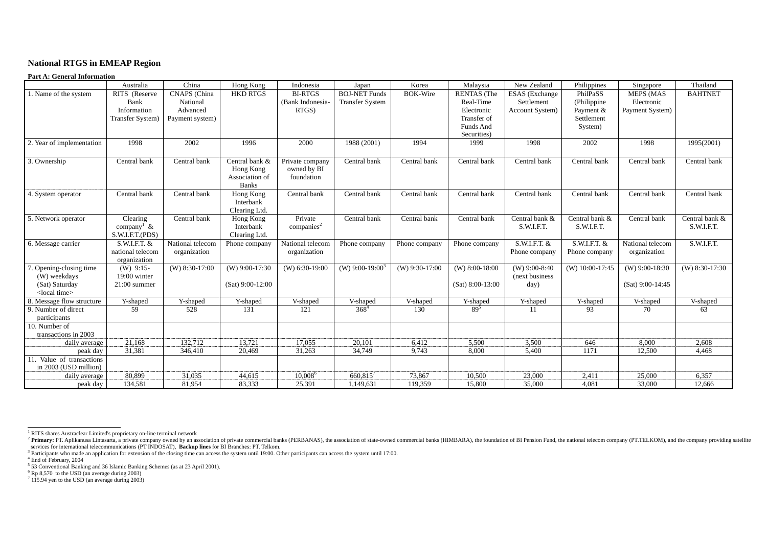## National RTGS in EMEAP Region

**Part A: General Information**

| | Australia | China | Hong Kong | Indonesia | Japan | Korea | Malaysia | New Zealand | Philippines | Singapore | Thailand |
|---|---|---|---|---|---|---|---|---|---|---|---|
| 1. Name of the system | RITS (Reserve Bank Information Transfer System) | CNAPS (China National Advanced Payment system) | HKD RTGS | BI-RTGS (Bank Indonesia-RTGS) | BOJ-NET Funds Transfer System | BOK-Wire | RENTAS (The Real-Time Electronic Transfer of Funds And Securities) | ESAS (Exchange Settlement Account System) | PhilPaSS (Philippine Payment & Settlement System) | MEPS (MAS Electronic Payment System) | BAHTNET |
| 2. Year of implementation | 1998 | 2002 | 1996 | 2000 | 1988 (2001) | 1994 | 1999 | 1998 | 2002 | 1998 | 1995(2001) |
| 3. Ownership | Central bank | Central bank | Central bank & Hong Kong Association of Banks | Private company owned by BI foundation | Central bank | Central bank | Central bank | Central bank | Central bank | Central bank | Central bank |
| 4. System operator | Central bank | Central bank | Hong Kong Interbank Clearing Ltd. | Central bank | Central bank | Central bank | Central bank | Central bank | Central bank | Central bank | Central bank |
| 5. Network operator | Clearing company[1] & S.W.I.F.T.(PDS) | Central bank | Hong Kong Interbank Clearing Ltd. | Private companies[2] | Central bank | Central bank | Central bank | Central bank & S.W.I.F.T. | Central bank & S.W.I.F.T. | Central bank | Central bank & S.W.I.F.T. |
| 6. Message carrier | S.W.I.F.T. & national telecom organization | National telecom organization | Phone company | National telecom organization | Phone company | Phone company | Phone company | S.W.I.F.T. & Phone company | S.W.I.F.T. & Phone company | National telecom organization | S.W.I.F.T. |
| 7. Opening-closing time (W) weekdays (Sat) Saturday <local time> | (W) 9:15-19:00 winter 21:00 summer | (W) 8:30-17:00 | (W) 9:00-17:30 (Sat) 9:00-12:00 | (W) 6:30-19:00 | (W) 9:00-19:00[3] | (W) 9:30-17:00 | (W) 8:00-18:00 (Sat) 8:00-13:00 | (W) 9:00-8:40 (next business day) | (W) 10:00-17:45 | (W) 9:00-18:30 (Sat) 9:00-14:45 | (W) 8:30-17:30 |
| 8. Message flow structure | Y-shaped | Y-shaped | Y-shaped | V-shaped | V-shaped | V-shaped | Y-shaped | Y-shaped | Y-shaped | V-shaped | V-shaped |
| 9. Number of direct participants | 59 | 528 | 131 | 121 | 368[4] | 130 | 89[5] | 11 | 93 | 70 | 63 |
| 10. Number of transactions in 2003 | | | | | | | | | | | |
| daily average | 21,168 | 132,712 | 13,721 | 17,055 | 20,101 | 6,412 | 5,500 | 3,500 | 646 | 8,000 | 2,608 |
| peak day | 31,381 | 346,410 | 20,469 | 31,263 | 34,749 | 9,743 | 8,000 | 5,400 | 1171 | 12,500 | 4,468 |
| 11. Value of transactions in 2003 (USD million) | | | | | | | | | | | |
| daily average | 80,899 | 31,035 | 44,615 | 10,008[6] | 660,815[7] | 73,867 | 10,500 | 23,000 | 2,411 | 25,000 | 6,357 |
| peak day | 134,581 | 81,954 | 83,333 | 25,391 | 1,149,631 | 119,359 | 15,800 | 35,000 | 4,081 | 33,000 | 12,666 |

---

[1] RITS shares Austraclear Limited's proprietary on-line terminal network

[2] **Primary:** PT. Aplikanusa Lintasarta, a private company owned by an association of private commercial banks (PERBANAS), the association of state-owned commercial banks (HIMBARA), the foundation of BI Pension Fund, the national telecom company (PT.TELKOM), and the company providing satellite services for international telecommunications (PT INDOSAT), **Backup lines** for BI Branches: PT. Telkom.

[3] Participants who made an application for extension of the closing time can access the system until 19:00. Other participants can access the system until 17:00.

[4] End of February, 2004

[5] 53 Conventional Banking and 36 Islamic Banking Schemes (as at 23 April 2001).

[6] Rp 8,570 to the USD (an average during 2003)

[7] 115.94 yen to the USD (an average during 2003)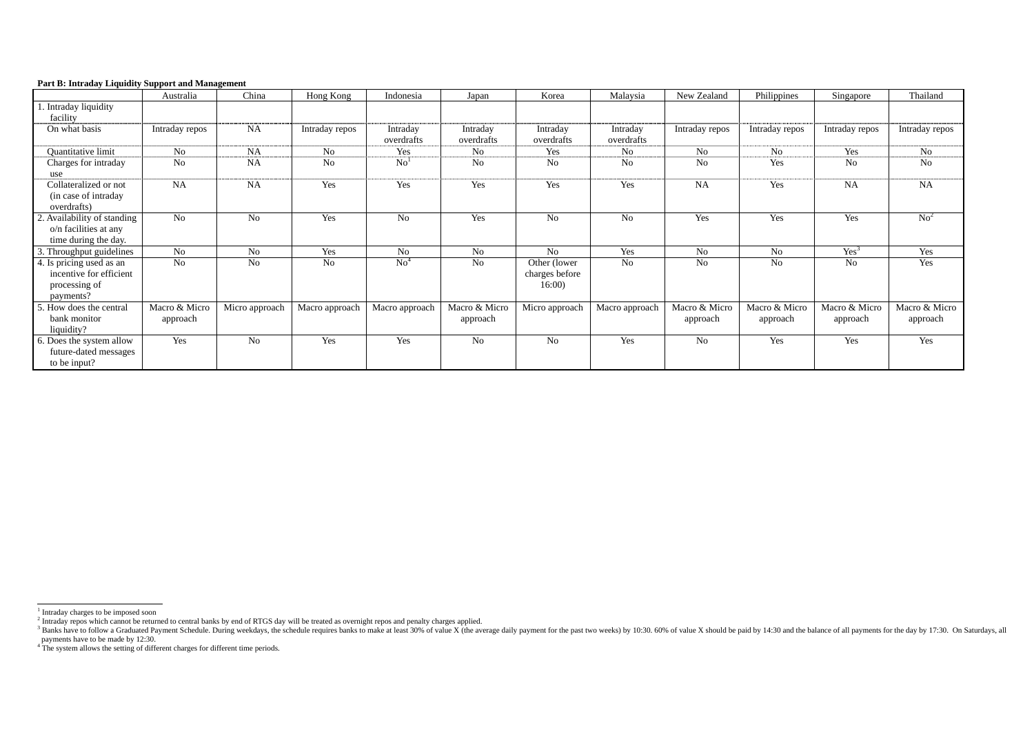**Part B: Intraday Liquidity Support and Management**

| | Australia | China | Hong Kong | Indonesia | Japan | Korea | Malaysia | New Zealand | Philippines | Singapore | Thailand |
|---|---|---|---|---|---|---|---|---|---|---|---|
| 1. Intraday liquidity facility | | | | | | | | | | | |
| On what basis | Intraday repos | NA | Intraday repos | Intraday overdrafts | Intraday overdrafts | Intraday overdrafts | Intraday overdrafts | Intraday repos | Intraday repos | Intraday repos | Intraday repos |
| Quantitative limit | No | NA | No | Yes | No | Yes | No | No | No | Yes | No |
| Charges for intraday use | No | NA | No | No[1] | No | No | No | No | Yes | No | No |
| Collateralized or not (in case of intraday overdrafts) | NA | NA | Yes | Yes | Yes | Yes | Yes | NA | Yes | NA | NA |
| 2. Availability of standing o/n facilities at any time during the day. | No | No | Yes | No | Yes | No | No | Yes | Yes | Yes | No[2] |
| 3. Throughput guidelines | No | No | Yes | No | No | No | Yes | No | No | Yes[3] | Yes |
| 4. Is pricing used as an incentive for efficient processing of payments? | No | No | No | No[4] | No | Other (lower charges before 16:00) | No | No | No | No | Yes |
| 5. How does the central bank monitor liquidity? | Macro & Micro approach | Micro approach | Macro approach | Macro approach | Macro & Micro approach | Micro approach | Macro approach | Macro & Micro approach | Macro & Micro approach | Macro & Micro approach | Macro & Micro approach |
| 6. Does the system allow future-dated messages to be input? | Yes | No | Yes | Yes | No | No | Yes | No | Yes | Yes | Yes |

[1] Intraday charges to be imposed soon

[2] Intraday repos which cannot be returned to central banks by end of RTGS day will be treated as overnight repos and penalty charges applied.

[3] Banks have to follow a Graduated Payment Schedule. During weekdays, the schedule requires banks to make at least 30% of value X (the average daily payment for the past two weeks) by 10:30. 60% of value X should be paid by 14:30 and the balance of all payments for the day by 17:30. On Saturdays, all payments have to be made by 12:30.

[4] The system allows the setting of different charges for different time periods.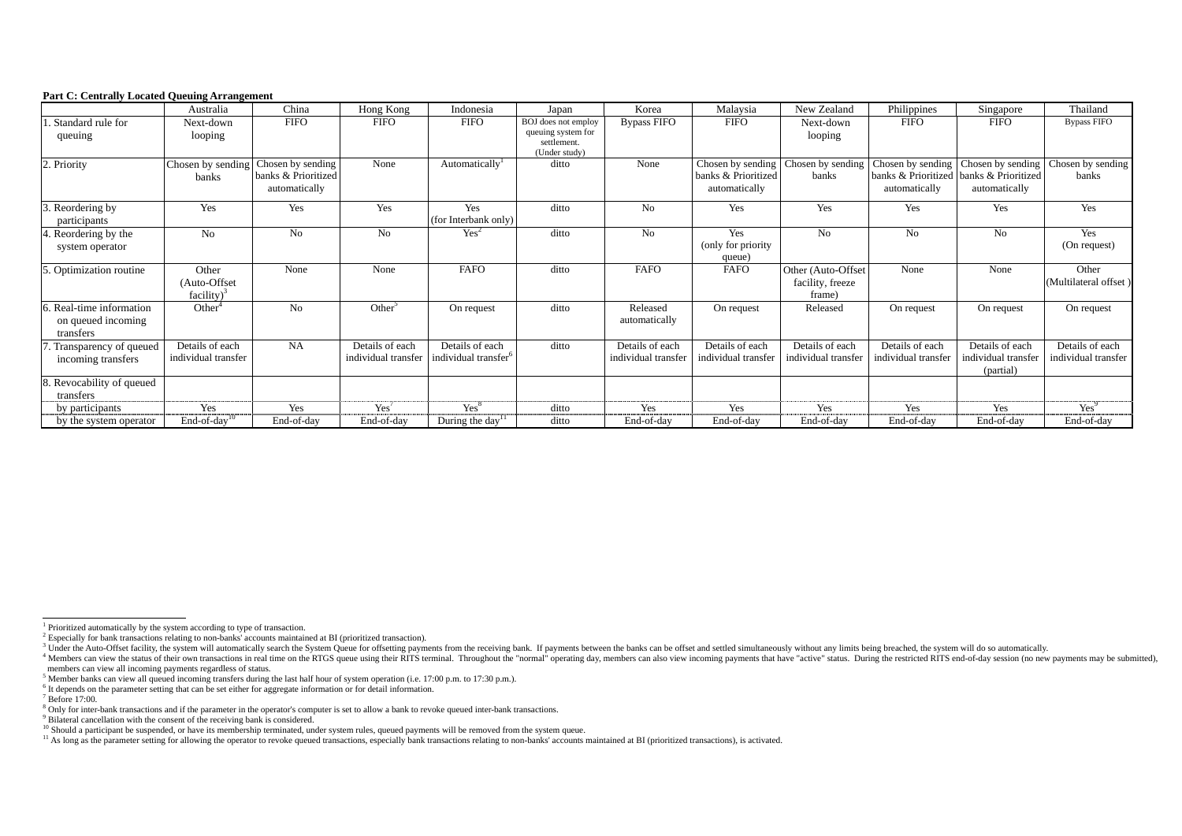**Part C: Centrally Located Queuing Arrangement**

| | Australia | China | Hong Kong | Indonesia | Japan | Korea | Malaysia | New Zealand | Philippines | Singapore | Thailand |
|---|---|---|---|---|---|---|---|---|---|---|---|
| 1. Standard rule for queuing | Next-down looping | FIFO | FIFO | FIFO | BOJ does not employ queuing system for settlement. (Under study) | Bypass FIFO | FIFO | Next-down looping | FIFO | FIFO | Bypass FIFO |
| 2. Priority | Chosen by sending banks | Chosen by sending banks & Prioritized automatically | None | Automatically[1] | ditto | None | Chosen by sending banks & Prioritized automatically | Chosen by sending banks | Chosen by sending banks & Prioritized automatically | Chosen by sending banks & Prioritized automatically | Chosen by sending banks |
| 3. Reordering by participants | Yes | Yes | Yes | Yes (for Interbank only) | ditto | No | Yes | Yes | Yes | Yes | Yes |
| 4. Reordering by the system operator | No | No | No | Yes[2] | ditto | No | Yes (only for priority queue) | No | No | No | Yes (On request) |
| 5. Optimization routine | Other (Auto-Offset facility)[3] | None | None | FAFO | ditto | FAFO | FAFO | Other (Auto-Offset facility, freeze frame) | None | None | Other (Multilateral offset ) |
| 6. Real-time information on queued incoming transfers | Other[4] | No | Other[5] | On request | ditto | Released automatically | On request | Released | On request | On request | On request |
| 7. Transparency of queued incoming transfers | Details of each individual transfer | NA | Details of each individual transfer | Details of each individual transfer[6] | ditto | Details of each individual transfer | Details of each individual transfer | Details of each individual transfer | Details of each individual transfer | Details of each individual transfer (partial) | Details of each individual transfer |
| 8. Revocability of queued transfers | | | | | | | | | | | |
| by participants | Yes | Yes | Yes[7] | Yes[8] | ditto | Yes | Yes | Yes | Yes | Yes | Yes[9] |
| by the system operator | End-of-day[10] | End-of-day | End-of-day | During the day[11] | ditto | End-of-day | End-of-day | End-of-day | End-of-day | End-of-day | End-of-day |

[1] Prioritized automatically by the system according to type of transaction.

[2] Especially for bank transactions relating to non-banks' accounts maintained at BI (prioritized transaction).

[3] Under the Auto-Offset facility, the system will automatically search the System Queue for offsetting payments from the receiving bank. If payments between the banks can be offset and settled simultaneously without any limits being breached, the system will do so automatically.

[4] Members can view the status of their own transactions in real time on the RTGS queue using their RITS terminal. Throughout the "normal" operating day, members can also view incoming payments that have "active" status. During the restricted RITS end-of-day session (no new payments may be submitted), members can view all incoming payments regardless of status.

[5] Member banks can view all queued incoming transfers during the last half hour of system operation (i.e. 17:00 p.m. to 17:30 p.m.).

[6] It depends on the parameter setting that can be set either for aggregate information or for detail information.

[7] Before 17:00.

[8] Only for inter-bank transactions and if the parameter in the operator's computer is set to allow a bank to revoke queued inter-bank transactions.

[9] Bilateral cancellation with the consent of the receiving bank is considered.

[10] Should a participant be suspended, or have its membership terminated, under system rules, queued payments will be removed from the system queue.

[11] As long as the parameter setting for allowing the operator to revoke queued transactions, especially bank transactions relating to non-banks' accounts maintained at BI (prioritized transactions), is activated.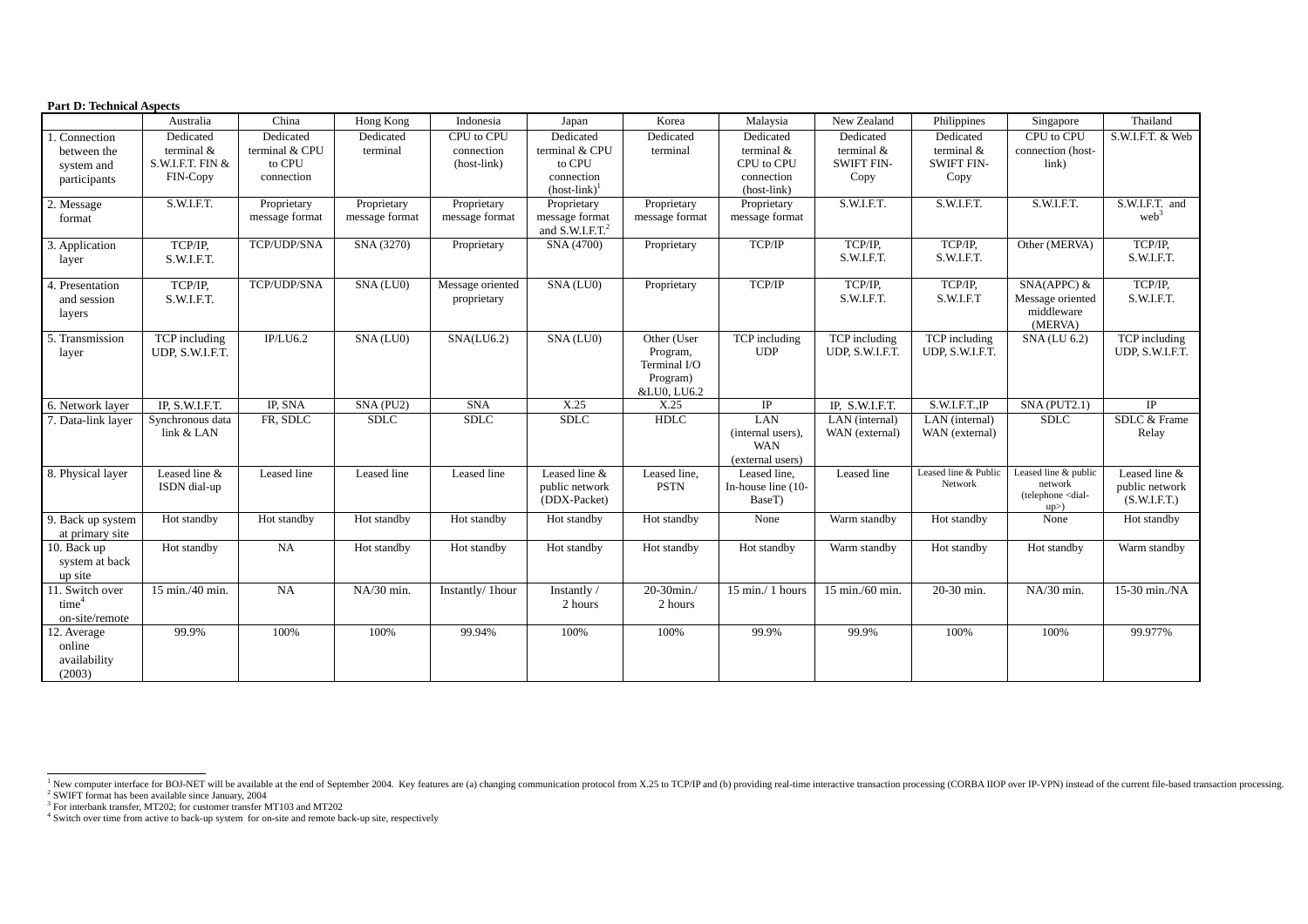**Part D: Technical Aspects**

| | Australia | China | Hong Kong | Indonesia | Japan | Korea | Malaysia | New Zealand | Philippines | Singapore | Thailand |
|---|---|---|---|---|---|---|---|---|---|---|---|
| 1. Connection between the system and participants | Dedicated terminal & S.W.I.F.T. FIN & FIN-Copy | Dedicated terminal & CPU to CPU connection | Dedicated terminal | CPU to CPU connection (host-link) | Dedicated terminal & CPU to CPU connection (host-link)[1] | Dedicated terminal | Dedicated terminal & CPU to CPU connection (host-link) | Dedicated terminal & SWIFT FIN-Copy | Dedicated terminal & SWIFT FIN-Copy | CPU to CPU connection (host-link) | S.W.I.F.T. & Web |
| 2. Message format | S.W.I.F.T. | Proprietary message format | Proprietary message format | Proprietary message format | Proprietary message format and S.W.I.F.T.[2] | Proprietary message format | Proprietary message format | S.W.I.F.T. | S.W.I.F.T. | S.W.I.F.T. | S.W.I.F.T. and web[3] |
| 3. Application layer | TCP/IP, S.W.I.F.T. | TCP/UDP/SNA | SNA (3270) | Proprietary | SNA (4700) | Proprietary | TCP/IP | TCP/IP, S.W.I.F.T. | TCP/IP, S.W.I.F.T. | Other (MERVA) | TCP/IP, S.W.I.F.T. |
| 4. Presentation and session layers | TCP/IP, S.W.I.F.T. | TCP/UDP/SNA | SNA (LU0) | Message oriented proprietary | SNA (LU0) | Proprietary | TCP/IP | TCP/IP, S.W.I.F.T. | TCP/IP, S.W.I.F.T | SNA(APPC) & Message oriented middleware (MERVA) | TCP/IP, S.W.I.F.T. |
| 5. Transmission layer | TCP including UDP, S.W.I.F.T. | IP/LU6.2 | SNA (LU0) | SNA(LU6.2) | SNA (LU0) | Other (User Program, Terminal I/O Program) &LU0, LU6.2 | TCP including UDP | TCP including UDP, S.W.I.F.T. | TCP including UDP, S.W.I.F.T. | SNA (LU 6.2) | TCP including UDP, S.W.I.F.T. |
| 6. Network layer | IP, S.W.I.F.T. | IP, SNA | SNA (PU2) | SNA | X.25 | X.25 | IP | IP, S.W.I.F.T. | S.W.I.F.T.,IP | SNA (PUT2.1) | IP |
| 7. Data-link layer | Synchronous data link & LAN | FR, SDLC | SDLC | SDLC | SDLC | HDLC | LAN (internal users), WAN (external users) | LAN (internal) WAN (external) | LAN (internal) WAN (external) | SDLC | SDLC & Frame Relay |
| 8. Physical layer | Leased line & ISDN dial-up | Leased line | Leased line | Leased line | Leased line & public network (DDX-Packet) | Leased line, PSTN | Leased line, In-house line (10-BaseT) | Leased line | Leased line & Public Network | Leased line & public network (telephone <dial-up>) | Leased line & public network (S.W.I.F.T.) |
| 9. Back up system at primary site | Hot standby | Hot standby | Hot standby | Hot standby | Hot standby | Hot standby | None | Warm standby | Hot standby | None | Hot standby |
| 10. Back up system at back up site | Hot standby | NA | Hot standby | Hot standby | Hot standby | Hot standby | Hot standby | Warm standby | Hot standby | Hot standby | Warm standby |
| 11. Switch over time[4] on-site/remote | 15 min./40 min. | NA | NA/30 min. | Instantly/ 1hour | Instantly / 2 hours | 20-30min./ 2 hours | 15 min./ 1 hours | 15 min./60 min. | 20-30 min. | NA/30 min. | 15-30 min./NA |
| 12. Average online availability (2003) | 99.9% | 100% | 100% | 99.94% | 100% | 100% | 99.9% | 99.9% | 100% | 100% | 99.977% |

[1] New computer interface for BOJ-NET will be available at the end of September 2004. Key features are (a) changing communication protocol from X.25 to TCP/IP and (b) providing real-time interactive transaction processing (CORBA IIOP over IP-VPN) instead of the current file-based transaction processing.

[2] SWIFT format has been available since January, 2004

[3] For interbank transfer, MT202; for customer transfer MT103 and MT202

[4] Switch over time from active to back-up system for on-site and remote back-up site, respectively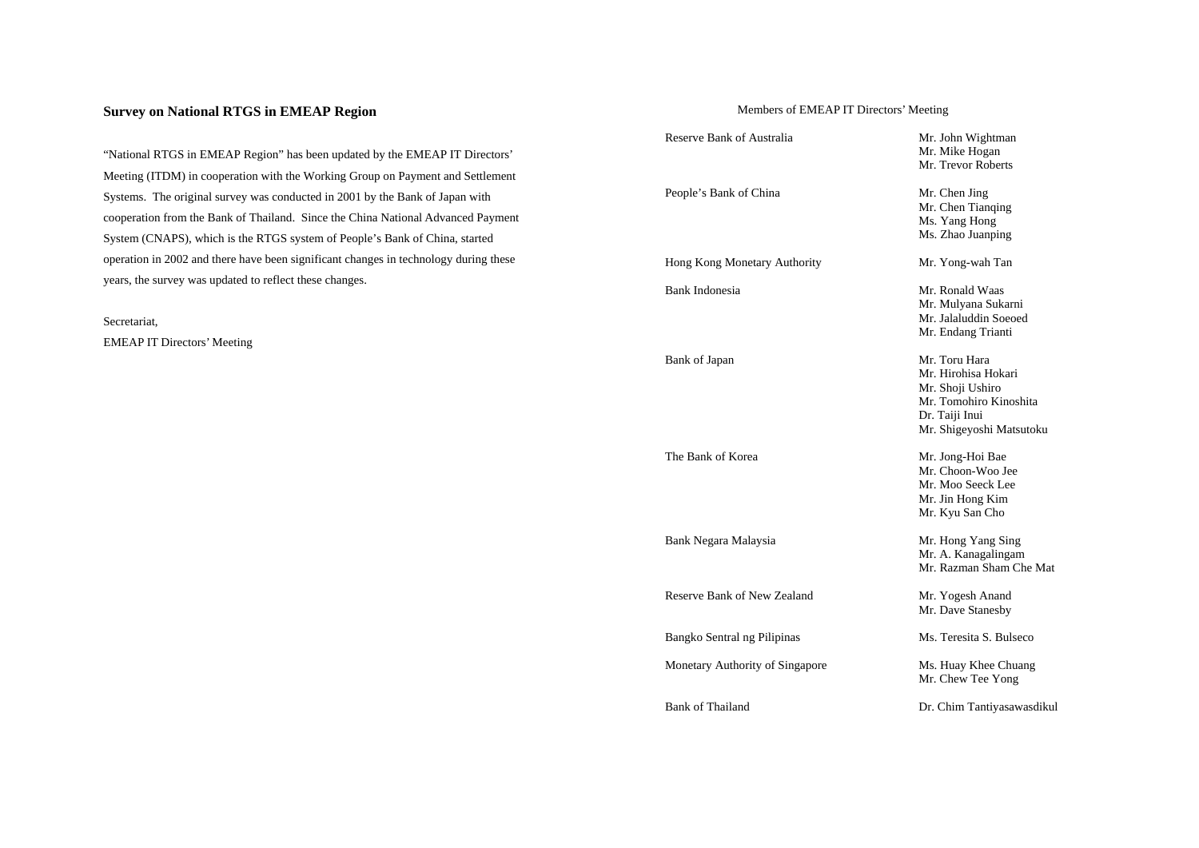## Survey on National RTGS in EMEAP Region

"National RTGS in EMEAP Region" has been updated by the EMEAP IT Directors' Meeting (ITDM) in cooperation with the Working Group on Payment and Settlement Systems. The original survey was conducted in 2001 by the Bank of Japan with cooperation from the Bank of Thailand. Since the China National Advanced Payment System (CNAPS), which is the RTGS system of People's Bank of China, started operation in 2002 and there have been significant changes in technology during these years, the survey was updated to reflect these changes.

Secretariat,
EMEAP IT Directors' Meeting

Members of EMEAP IT Directors' Meeting

| | |
|---|---|
| Reserve Bank of Australia | Mr. John Wightman<br>Mr. Mike Hogan<br>Mr. Trevor Roberts |
| People's Bank of China | Mr. Chen Jing<br>Mr. Chen Tianqing<br>Ms. Yang Hong<br>Ms. Zhao Juanping |
| Hong Kong Monetary Authority | Mr. Yong-wah Tan |
| Bank Indonesia | Mr. Ronald Waas<br>Mr. Mulyana Sukarni<br>Mr. Jalaluddin Soeoed<br>Mr. Endang Trianti |
| Bank of Japan | Mr. Toru Hara<br>Mr. Hirohisa Hokari<br>Mr. Shoji Ushiro<br>Mr. Tomohiro Kinoshita<br>Dr. Taiji Inui<br>Mr. Shigeyoshi Matsutoku |
| The Bank of Korea | Mr. Jong-Hoi Bae<br>Mr. Choon-Woo Jee<br>Mr. Moo Seeck Lee<br>Mr. Jin Hong Kim<br>Mr. Kyu San Cho |
| Bank Negara Malaysia | Mr. Hong Yang Sing<br>Mr. A. Kanagalingam<br>Mr. Razman Sham Che Mat |
| Reserve Bank of New Zealand | Mr. Yogesh Anand<br>Mr. Dave Stanesby |
| Bangko Sentral ng Pilipinas | Ms. Teresita S. Bulseco |
| Monetary Authority of Singapore | Ms. Huay Khee Chuang<br>Mr. Chew Tee Yong |
| Bank of Thailand | Dr. Chim Tantiyasawasdikul |